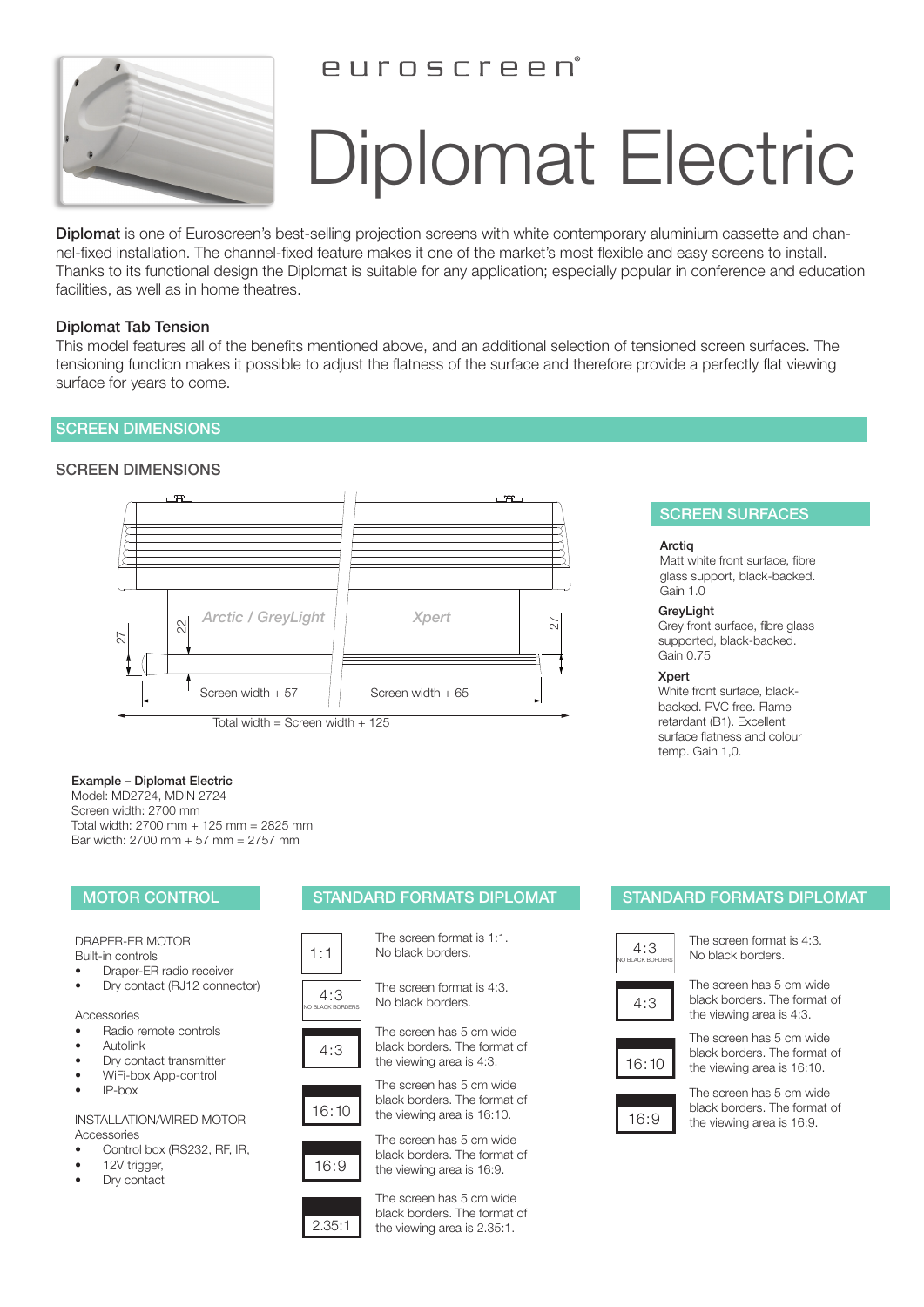euroscreen®

# Diplomat Electric

**Diplomat** is one of Euroscreen's best-selling projection screens with white contemporary aluminium cassette and channel-fixed installation. The channel-fixed feature makes it one of the market's most flexible and easy screens to install. Thanks to its functional design the Diplomat is suitable for any application; especially popular in conference and education facilities, as well as in home theatres.

### Diplomat Tab Tension

This model features all of the benefits mentioned above, and an additional selection of tensioned screen surfaces. The tensioning function makes it possible to adjust the flatness of the surface and therefore provide a perfectly flat viewing surface for years to come.

## SCREEN DIMENSIONS

### SCREEN DIMENSIONS

Arctic / GreyLight — Xpert

27 — 22 — 27

Screen width + 57 — Screen width + 65

Total width = Screen width + 125

**Example – Diplomat Electric**
Model: MD2724, MDIN 2724
Screen width: 2700 mm
Total width: 2700 mm + 125 mm = 2825 mm
Bar width: 2700 mm + 57 mm = 2757 mm

## SCREEN SURFACES

**Arctiq**
Matt white front surface, fibre glass support, black-backed. Gain 1.0

**GreyLight**
Grey front surface, fibre glass supported, black-backed. Gain 0.75

**Xpert**
White front surface, black-backed. PVC free. Flame retardant (B1). Excellent surface flatness and colour temp. Gain 1,0.

## MOTOR CONTROL

DRAPER-ER MOTOR
Built-in controls

- Draper-ER radio receiver
- Dry contact (RJ12 connector)

Accessories

- Radio remote controls
- Autolink
- Dry contact transmitter
- WiFi-box App-control
- IP-box

INSTALLATION/WIRED MOTOR
Accessories

- Control box (RS232, RF, IR,
- 12V trigger,
- Dry contact

## STANDARD FORMATS DIPLOMAT

| Format | Description |
|---|---|
| 1:1 | The screen format is 1:1. No black borders. |
| 4:3 (NO BLACK BORDERS) | The screen format is 4:3. No black borders. |
| 4:3 | The screen has 5 cm wide black borders. The format of the viewing area is 4:3. |
| 16:10 | The screen has 5 cm wide black borders. The format of the viewing area is 16:10. |
| 16:9 | The screen has 5 cm wide black borders. The format of the viewing area is 16:9. |
| 2.35:1 | The screen has 5 cm wide black borders. The format of the viewing area is 2.35:1. |

## STANDARD FORMATS DIPLOMAT

| Format | Description |
|---|---|
| 4:3 (NO BLACK BORDERS) | The screen format is 4:3. No black borders. |
| 4:3 | The screen has 5 cm wide black borders. The format of the viewing area is 4:3. |
| 16:10 | The screen has 5 cm wide black borders. The format of the viewing area is 16:10. |
| 16:9 | The screen has 5 cm wide black borders. The format of the viewing area is 16:9. |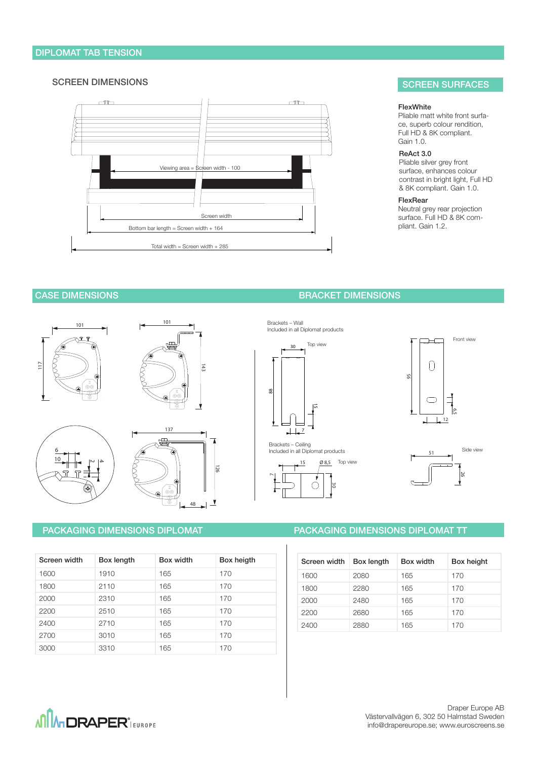# DIPLOMAT TAB TENSION

## SCREEN DIMENSIONS

Viewing area = Screen width - 100

Screen width

Bottom bar length = Screen width + 164

Total width = Screen width + 285

## SCREEN SURFACES

**FlexWhite**
Pliable matt white front surface, superb colour rendition, Full HD & 8K compliant. Gain 1.0.

**ReAct 3.0**
Pliable silver grey front surface, enhances colour contrast in bright light, Full HD & 8K compliant. Gain 1.0.

**FlexRear**
Neutral grey rear projection surface. Full HD & 8K compliant. Gain 1.2.

## CASE DIMENSIONS

101

117

101

143

6

10

2

4

137

126

48

## BRACKET DIMENSIONS

Brackets – Wall
Included in all Diplomat products

Top view

30

88

15

7

Front view

95

6.5

12

Brackets – Ceiling
Included in all Diplomat products

15

Ø 8,5

Top view

7

30

Side view

51

26

## PACKAGING DIMENSIONS DIPLOMAT

| Screen width | Box length | Box width | Box heigth |
|---|---|---|---|
| 1600 | 1910 | 165 | 170 |
| 1800 | 2110 | 165 | 170 |
| 2000 | 2310 | 165 | 170 |
| 2200 | 2510 | 165 | 170 |
| 2400 | 2710 | 165 | 170 |
| 2700 | 3010 | 165 | 170 |
| 3000 | 3310 | 165 | 170 |

## PACKAGING DIMENSIONS DIPLOMAT TT

| Screen width | Box length | Box width | Box height |
|---|---|---|---|
| 1600 | 2080 | 165 | 170 |
| 1800 | 2280 | 165 | 170 |
| 2000 | 2480 | 165 | 170 |
| 2200 | 2680 | 165 | 170 |
| 2400 | 2880 | 165 | 170 |

DRAPER® EUROPE

Draper Europe AB
Västervallvägen 6, 302 50 Halmstad Sweden
info@drapereurope.se; www.euroscreens.se